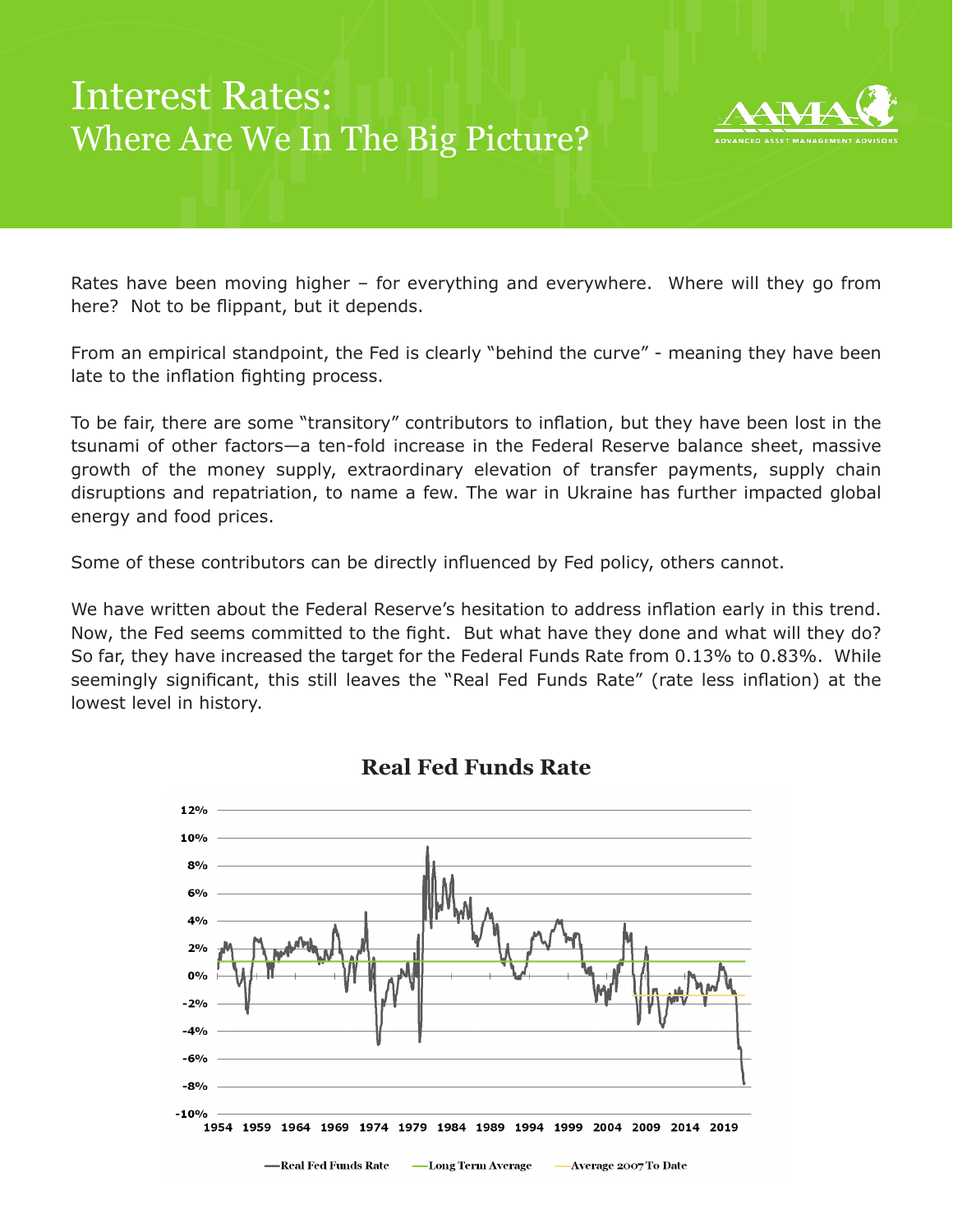# Interest Rates:
## Where Are We In The Big Picture?

ADVANCED ASSET MANAGEMENT ADVISORS

Rates have been moving higher – for everything and everywhere. Where will they go from here? Not to be flippant, but it depends.

From an empirical standpoint, the Fed is clearly "behind the curve" - meaning they have been late to the inflation fighting process.

To be fair, there are some "transitory" contributors to inflation, but they have been lost in the tsunami of other factors—a ten-fold increase in the Federal Reserve balance sheet, massive growth of the money supply, extraordinary elevation of transfer payments, supply chain disruptions and repatriation, to name a few. The war in Ukraine has further impacted global energy and food prices.

Some of these contributors can be directly influenced by Fed policy, others cannot.

We have written about the Federal Reserve's hesitation to address inflation early in this trend. Now, the Fed seems committed to the fight. But what have they done and what will they do? So far, they have increased the target for the Federal Funds Rate from 0.13% to 0.83%. While seemingly significant, this still leaves the "Real Fed Funds Rate" (rate less inflation) at the lowest level in history.

**Real Fed Funds Rate**

Legend: Real Fed Funds Rate; Long Term Average; Average 2007 To Date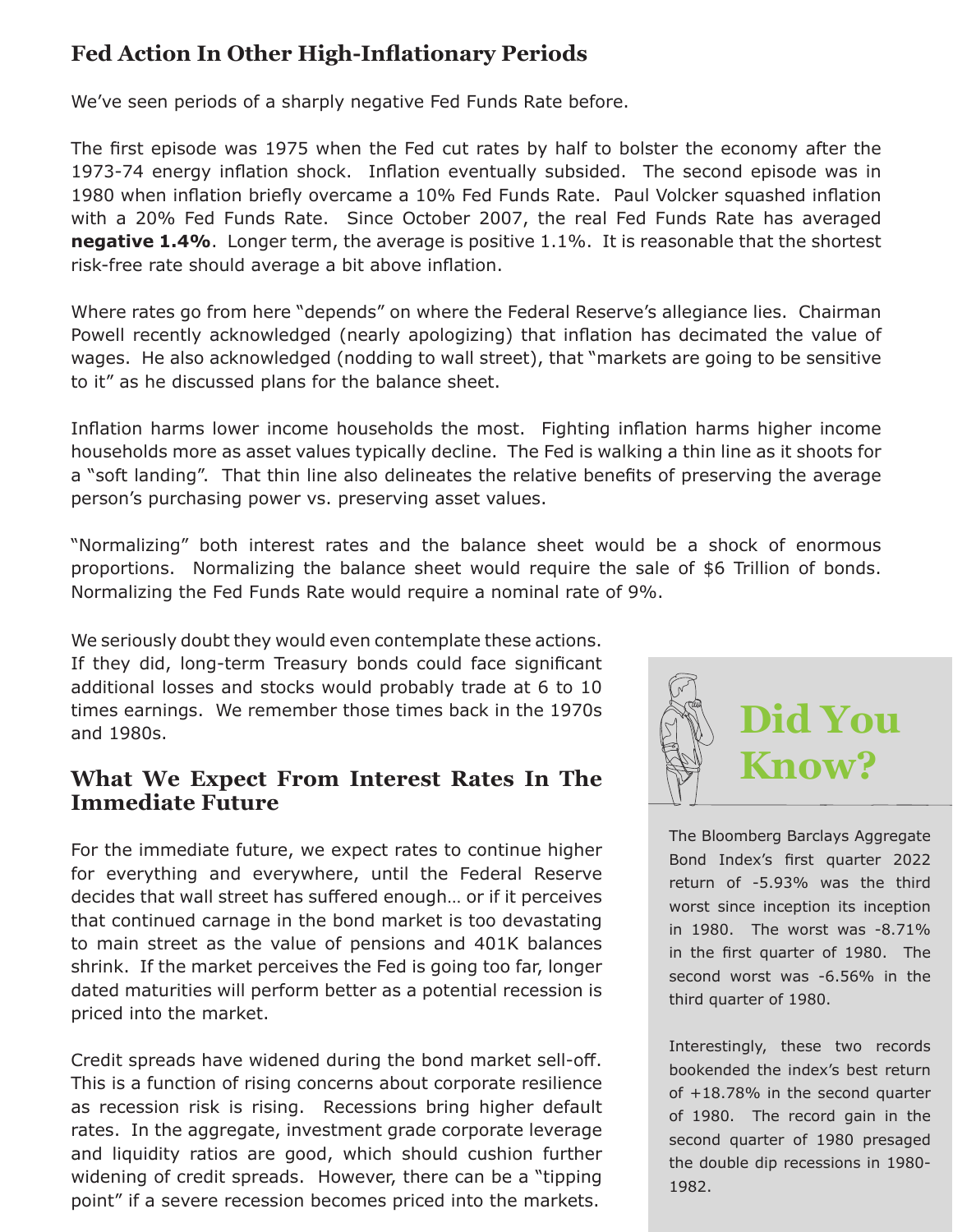## Fed Action In Other High-Inflationary Periods

We've seen periods of a sharply negative Fed Funds Rate before.

The first episode was 1975 when the Fed cut rates by half to bolster the economy after the 1973-74 energy inflation shock. Inflation eventually subsided. The second episode was in 1980 when inflation briefly overcame a 10% Fed Funds Rate. Paul Volcker squashed inflation with a 20% Fed Funds Rate. Since October 2007, the real Fed Funds Rate has averaged **negative 1.4%**. Longer term, the average is positive 1.1%. It is reasonable that the shortest risk-free rate should average a bit above inflation.

Where rates go from here "depends" on where the Federal Reserve's allegiance lies. Chairman Powell recently acknowledged (nearly apologizing) that inflation has decimated the value of wages. He also acknowledged (nodding to wall street), that "markets are going to be sensitive to it" as he discussed plans for the balance sheet.

Inflation harms lower income households the most. Fighting inflation harms higher income households more as asset values typically decline. The Fed is walking a thin line as it shoots for a "soft landing". That thin line also delineates the relative benefits of preserving the average person's purchasing power vs. preserving asset values.

"Normalizing" both interest rates and the balance sheet would be a shock of enormous proportions. Normalizing the balance sheet would require the sale of $6 Trillion of bonds. Normalizing the Fed Funds Rate would require a nominal rate of 9%.

We seriously doubt they would even contemplate these actions. If they did, long-term Treasury bonds could face significant additional losses and stocks would probably trade at 6 to 10 times earnings. We remember those times back in the 1970s and 1980s.

## What We Expect From Interest Rates In The Immediate Future

For the immediate future, we expect rates to continue higher for everything and everywhere, until the Federal Reserve decides that wall street has suffered enough… or if it perceives that continued carnage in the bond market is too devastating to main street as the value of pensions and 401K balances shrink. If the market perceives the Fed is going too far, longer dated maturities will perform better as a potential recession is priced into the market.

Credit spreads have widened during the bond market sell-off. This is a function of rising concerns about corporate resilience as recession risk is rising. Recessions bring higher default rates. In the aggregate, investment grade corporate leverage and liquidity ratios are good, which should cushion further widening of credit spreads. However, there can be a "tipping point" if a severe recession becomes priced into the markets.

## Did You Know?

The Bloomberg Barclays Aggregate Bond Index's first quarter 2022 return of -5.93% was the third worst since inception its inception in 1980. The worst was -8.71% in the first quarter of 1980. The second worst was -6.56% in the third quarter of 1980.

Interestingly, these two records bookended the index's best return of +18.78% in the second quarter of 1980. The record gain in the second quarter of 1980 presaged the double dip recessions in 1980-1982.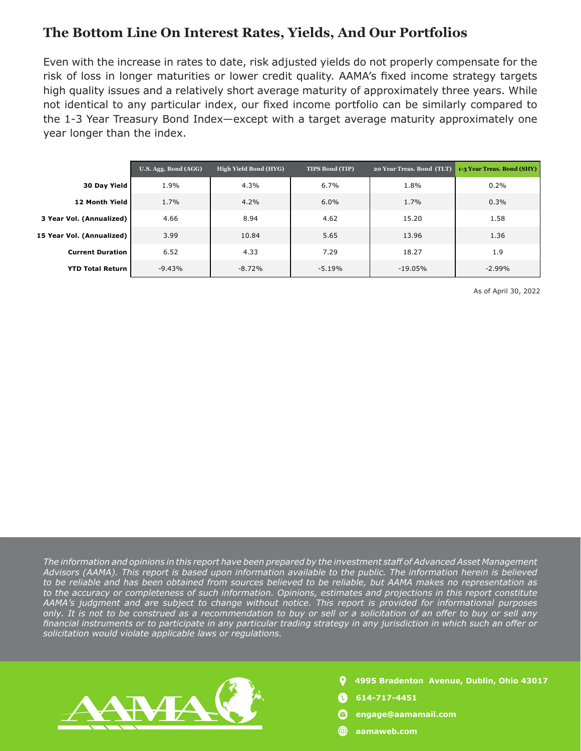## The Bottom Line On Interest Rates, Yields, And Our Portfolios

Even with the increase in rates to date, risk adjusted yields do not properly compensate for the risk of loss in longer maturities or lower credit quality. AAMA's fixed income strategy targets high quality issues and a relatively short average maturity of approximately three years. While not identical to any particular index, our fixed income portfolio can be similarly compared to the 1-3 Year Treasury Bond Index—except with a target average maturity approximately one year longer than the index.

| | U.S. Agg. Bond (AGG) | High Yield Bond (HYG) | TIPS Bond (TIP) | 20 Year Treas. Bond (TLT) | 1-3 Year Treas. Bond (SHY) |
|---|---|---|---|---|---|
| **30 Day Yield** | 1.9% | 4.3% | 6.7% | 1.8% | 0.2% |
| **12 Month Yield** | 1.7% | 4.2% | 6.0% | 1.7% | 0.3% |
| **3 Year Vol. (Annualized)** | 4.66 | 8.94 | 4.62 | 15.20 | 1.58 |
| **15 Year Vol. (Annualized)** | 3.99 | 10.84 | 5.65 | 13.96 | 1.36 |
| **Current Duration** | 6.52 | 4.33 | 7.29 | 18.27 | 1.9 |
| **YTD Total Return** | -9.43% | -8.72% | -5.19% | -19.05% | -2.99% |

As of April 30, 2022

*The information and opinions in this report have been prepared by the investment staff of Advanced Asset Management Advisors (AAMA). This report is based upon information available to the public. The information herein is believed to be reliable and has been obtained from sources believed to be reliable, but AAMA makes no representation as to the accuracy or completeness of such information. Opinions, estimates and projections in this report constitute AAMA's judgment and are subject to change without notice. This report is provided for informational purposes only. It is not to be construed as a recommendation to buy or sell or a solicitation of an offer to buy or sell any financial instruments or to participate in any particular trading strategy in any jurisdiction in which such an offer or solicitation would violate applicable laws or regulations.*

AAMA

**4995 Bradenton Avenue, Dublin, Ohio 43017**

**614-717-4451**

**engage@aamamail.com**

**aamaweb.com**